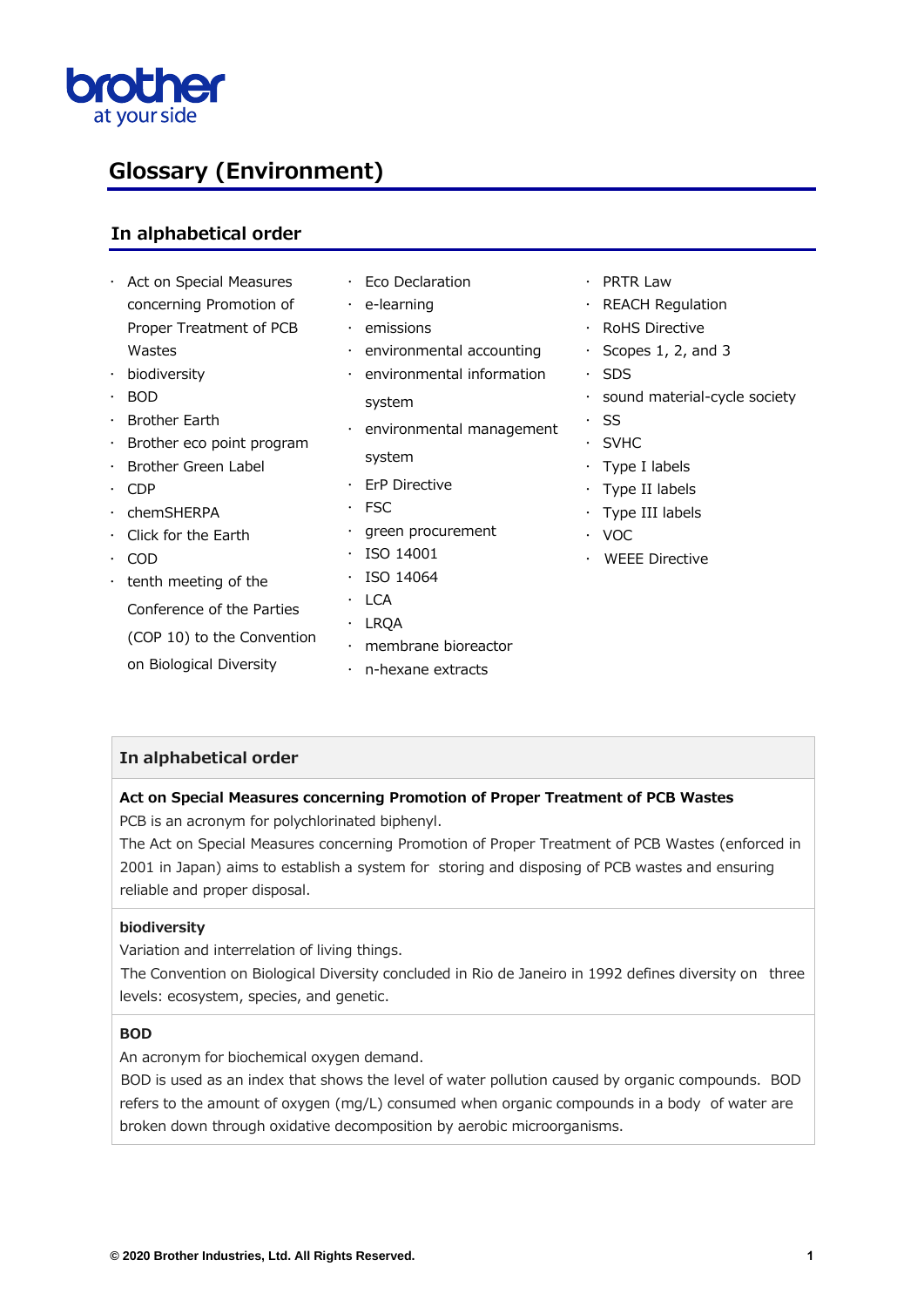# Glossary (Environment)

## In alphabetical order

- Act on Special Measures concerning Promotion of Proper Treatment of PCB Wastes
- biodiversity
- BOD
- Brother Earth
- Brother eco point program
- Brother Green Label
- CDP
- chemSHERPA
- Click for the Earth
- COD
- tenth meeting of the Conference of the Parties (COP 10) to the Convention on Biological Diversity
- Eco Declaration
- e-learning
- emissions
- environmental accounting
- environmental information system
- environmental management system
- ErP Directive
- FSC
- green procurement
- ISO 14001
- ISO 14064
- LCA
- LRQA
- membrane bioreactor
- n-hexane extracts
- PRTR Law
- REACH Regulation
- RoHS Directive
- Scopes 1, 2, and 3
- SDS
- sound material-cycle society
- SS
- SVHC
- Type I labels
- Type II labels
- Type III labels
- VOC
- WEEE Directive

## In alphabetical order

**Act on Special Measures concerning Promotion of Proper Treatment of PCB Wastes**

PCB is an acronym for polychlorinated biphenyl.

The Act on Special Measures concerning Promotion of Proper Treatment of PCB Wastes (enforced in 2001 in Japan) aims to establish a system for storing and disposing of PCB wastes and ensuring reliable and proper disposal.

**biodiversity**

Variation and interrelation of living things.

The Convention on Biological Diversity concluded in Rio de Janeiro in 1992 defines diversity on three levels: ecosystem, species, and genetic.

**BOD**

An acronym for biochemical oxygen demand.

BOD is used as an index that shows the level of water pollution caused by organic compounds. BOD refers to the amount of oxygen (mg/L) consumed when organic compounds in a body of water are broken down through oxidative decomposition by aerobic microorganisms.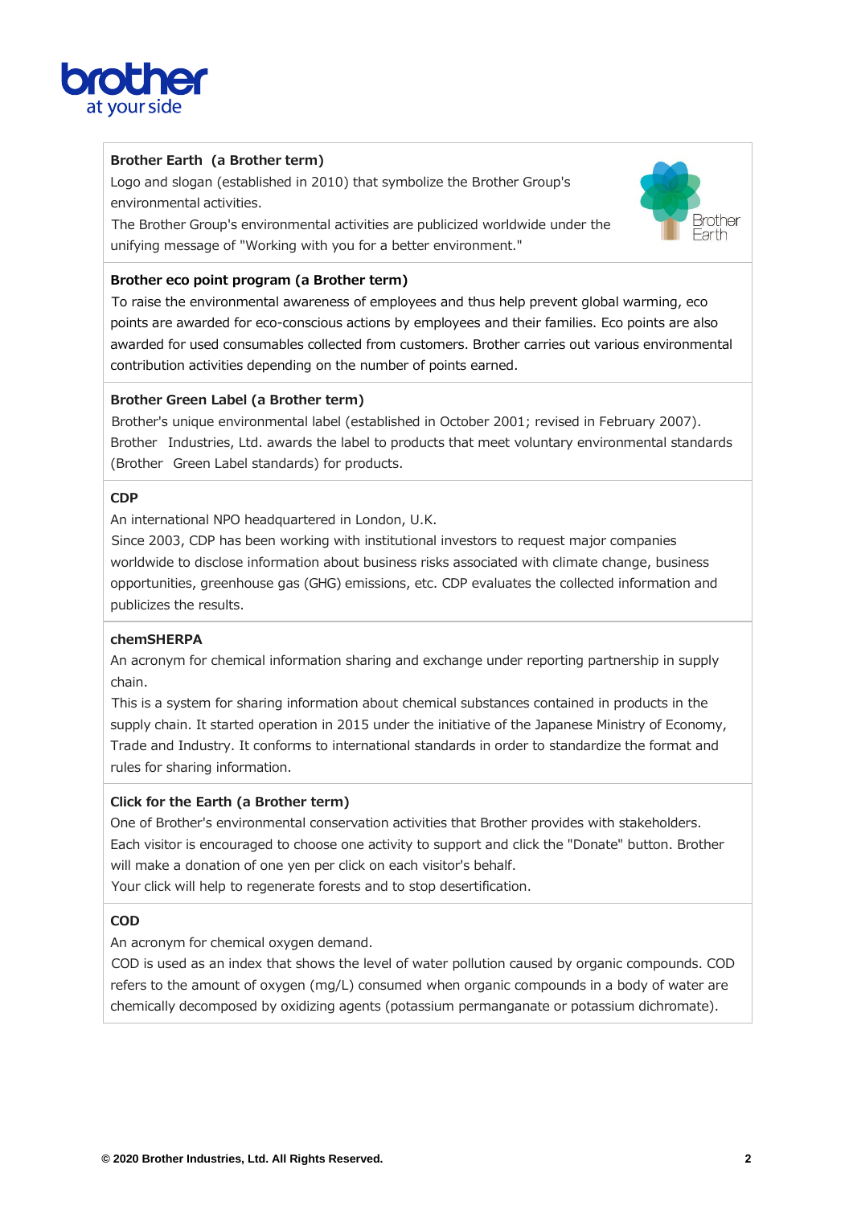### Brother Earth (a Brother term)

Logo and slogan (established in 2010) that symbolize the Brother Group's environmental activities.
The Brother Group's environmental activities are publicized worldwide under the unifying message of "Working with you for a better environment."

### Brother eco point program (a Brother term)

To raise the environmental awareness of employees and thus help prevent global warming, eco points are awarded for eco-conscious actions by employees and their families. Eco points are also awarded for used consumables collected from customers. Brother carries out various environmental contribution activities depending on the number of points earned.

### Brother Green Label (a Brother term)

Brother's unique environmental label (established in October 2001; revised in February 2007). Brother Industries, Ltd. awards the label to products that meet voluntary environmental standards (Brother Green Label standards) for products.

### CDP

An international NPO headquartered in London, U.K.
Since 2003, CDP has been working with institutional investors to request major companies worldwide to disclose information about business risks associated with climate change, business opportunities, greenhouse gas (GHG) emissions, etc. CDP evaluates the collected information and publicizes the results.

### chemSHERPA

An acronym for chemical information sharing and exchange under reporting partnership in supply chain.
This is a system for sharing information about chemical substances contained in products in the supply chain. It started operation in 2015 under the initiative of the Japanese Ministry of Economy, Trade and Industry. It conforms to international standards in order to standardize the format and rules for sharing information.

### Click for the Earth (a Brother term)

One of Brother's environmental conservation activities that Brother provides with stakeholders. Each visitor is encouraged to choose one activity to support and click the "Donate" button. Brother will make a donation of one yen per click on each visitor's behalf.
Your click will help to regenerate forests and to stop desertification.

### COD

An acronym for chemical oxygen demand.
COD is used as an index that shows the level of water pollution caused by organic compounds. COD refers to the amount of oxygen (mg/L) consumed when organic compounds in a body of water are chemically decomposed by oxidizing agents (potassium permanganate or potassium dichromate).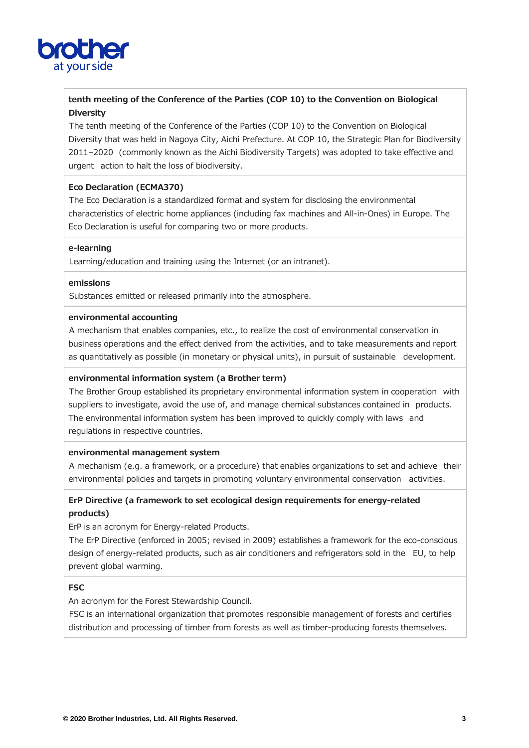**tenth meeting of the Conference of the Parties (COP 10) to the Convention on Biological Diversity**

The tenth meeting of the Conference of the Parties (COP 10) to the Convention on Biological Diversity that was held in Nagoya City, Aichi Prefecture. At COP 10, the Strategic Plan for Biodiversity 2011–2020 (commonly known as the Aichi Biodiversity Targets) was adopted to take effective and urgent action to halt the loss of biodiversity.

**Eco Declaration (ECMA370)**

The Eco Declaration is a standardized format and system for disclosing the environmental characteristics of electric home appliances (including fax machines and All-in-Ones) in Europe. The Eco Declaration is useful for comparing two or more products.

**e-learning**

Learning/education and training using the Internet (or an intranet).

**emissions**

Substances emitted or released primarily into the atmosphere.

**environmental accounting**

A mechanism that enables companies, etc., to realize the cost of environmental conservation in business operations and the effect derived from the activities, and to take measurements and report as quantitatively as possible (in monetary or physical units), in pursuit of sustainable development.

**environmental information system (a Brother term)**

The Brother Group established its proprietary environmental information system in cooperation with suppliers to investigate, avoid the use of, and manage chemical substances contained in products. The environmental information system has been improved to quickly comply with laws and regulations in respective countries.

**environmental management system**

A mechanism (e.g. a framework, or a procedure) that enables organizations to set and achieve their environmental policies and targets in promoting voluntary environmental conservation activities.

**ErP Directive (a framework to set ecological design requirements for energy-related products)**

ErP is an acronym for Energy-related Products.

The ErP Directive (enforced in 2005; revised in 2009) establishes a framework for the eco-conscious design of energy-related products, such as air conditioners and refrigerators sold in the EU, to help prevent global warming.

**FSC**

An acronym for the Forest Stewardship Council.

FSC is an international organization that promotes responsible management of forests and certifies distribution and processing of timber from forests as well as timber-producing forests themselves.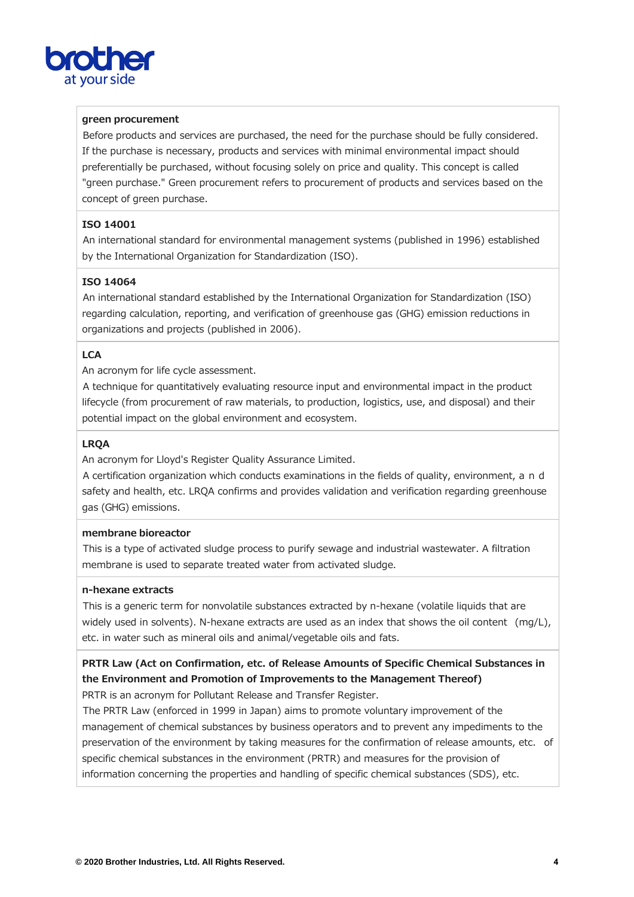**green procurement**

Before products and services are purchased, the need for the purchase should be fully considered. If the purchase is necessary, products and services with minimal environmental impact should preferentially be purchased, without focusing solely on price and quality. This concept is called "green purchase." Green procurement refers to procurement of products and services based on the concept of green purchase.

**ISO 14001**

An international standard for environmental management systems (published in 1996) established by the International Organization for Standardization (ISO).

**ISO 14064**

An international standard established by the International Organization for Standardization (ISO) regarding calculation, reporting, and verification of greenhouse gas (GHG) emission reductions in organizations and projects (published in 2006).

**LCA**

An acronym for life cycle assessment.

A technique for quantitatively evaluating resource input and environmental impact in the product lifecycle (from procurement of raw materials, to production, logistics, use, and disposal) and their potential impact on the global environment and ecosystem.

**LRQA**

An acronym for Lloyd's Register Quality Assurance Limited.

A certification organization which conducts examinations in the fields of quality, environment, and safety and health, etc. LRQA confirms and provides validation and verification regarding greenhouse gas (GHG) emissions.

**membrane bioreactor**

This is a type of activated sludge process to purify sewage and industrial wastewater. A filtration membrane is used to separate treated water from activated sludge.

**n-hexane extracts**

This is a generic term for nonvolatile substances extracted by n-hexane (volatile liquids that are widely used in solvents). N-hexane extracts are used as an index that shows the oil content (mg/L), etc. in water such as mineral oils and animal/vegetable oils and fats.

**PRTR Law (Act on Confirmation, etc. of Release Amounts of Specific Chemical Substances in the Environment and Promotion of Improvements to the Management Thereof)**

PRTR is an acronym for Pollutant Release and Transfer Register.

The PRTR Law (enforced in 1999 in Japan) aims to promote voluntary improvement of the management of chemical substances by business operators and to prevent any impediments to the preservation of the environment by taking measures for the confirmation of release amounts, etc. of specific chemical substances in the environment (PRTR) and measures for the provision of information concerning the properties and handling of specific chemical substances (SDS), etc.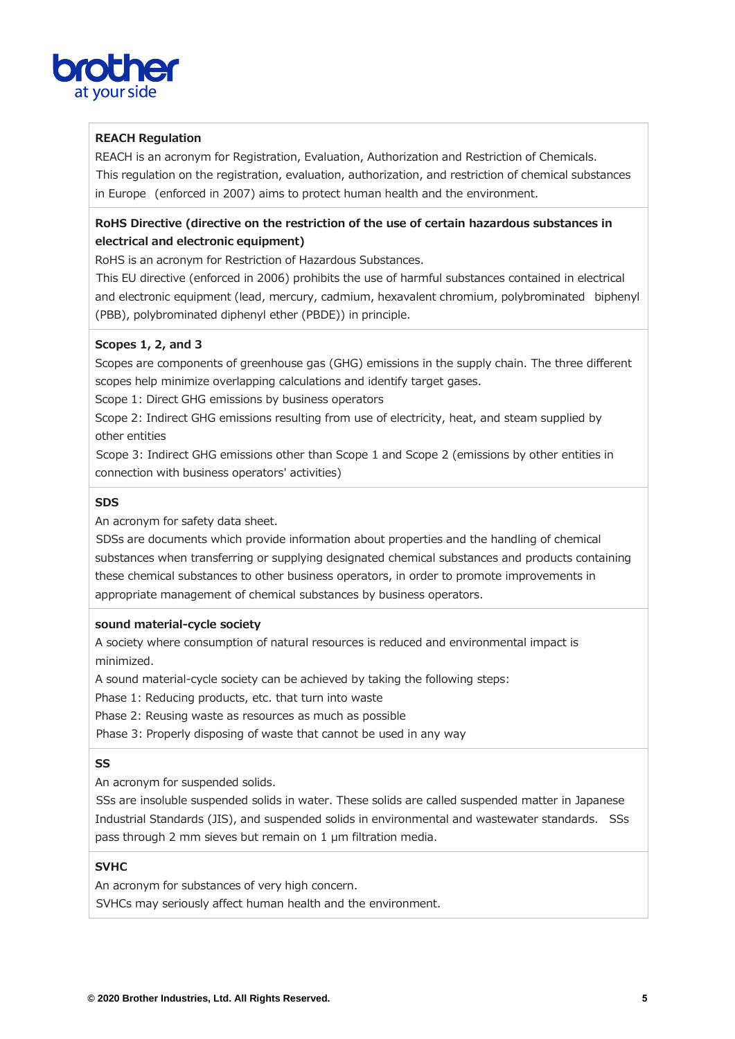**REACH Regulation**

REACH is an acronym for Registration, Evaluation, Authorization and Restriction of Chemicals.
This regulation on the registration, evaluation, authorization, and restriction of chemical substances in Europe (enforced in 2007) aims to protect human health and the environment.

**RoHS Directive (directive on the restriction of the use of certain hazardous substances in electrical and electronic equipment)**

RoHS is an acronym for Restriction of Hazardous Substances.
This EU directive (enforced in 2006) prohibits the use of harmful substances contained in electrical and electronic equipment (lead, mercury, cadmium, hexavalent chromium, polybrominated biphenyl (PBB), polybrominated diphenyl ether (PBDE)) in principle.

**Scopes 1, 2, and 3**

Scopes are components of greenhouse gas (GHG) emissions in the supply chain. The three different scopes help minimize overlapping calculations and identify target gases.
Scope 1: Direct GHG emissions by business operators
Scope 2: Indirect GHG emissions resulting from use of electricity, heat, and steam supplied by other entities
Scope 3: Indirect GHG emissions other than Scope 1 and Scope 2 (emissions by other entities in connection with business operators' activities)

**SDS**

An acronym for safety data sheet.
SDSs are documents which provide information about properties and the handling of chemical substances when transferring or supplying designated chemical substances and products containing these chemical substances to other business operators, in order to promote improvements in appropriate management of chemical substances by business operators.

**sound material-cycle society**

A society where consumption of natural resources is reduced and environmental impact is minimized.
A sound material-cycle society can be achieved by taking the following steps:
Phase 1: Reducing products, etc. that turn into waste
Phase 2: Reusing waste as resources as much as possible
Phase 3: Properly disposing of waste that cannot be used in any way

**SS**

An acronym for suspended solids.
SSs are insoluble suspended solids in water. These solids are called suspended matter in Japanese Industrial Standards (JIS), and suspended solids in environmental and wastewater standards. SSs pass through 2 mm sieves but remain on 1 μm filtration media.

**SVHC**

An acronym for substances of very high concern.
SVHCs may seriously affect human health and the environment.

© 2020 Brother Industries, Ltd. All Rights Reserved.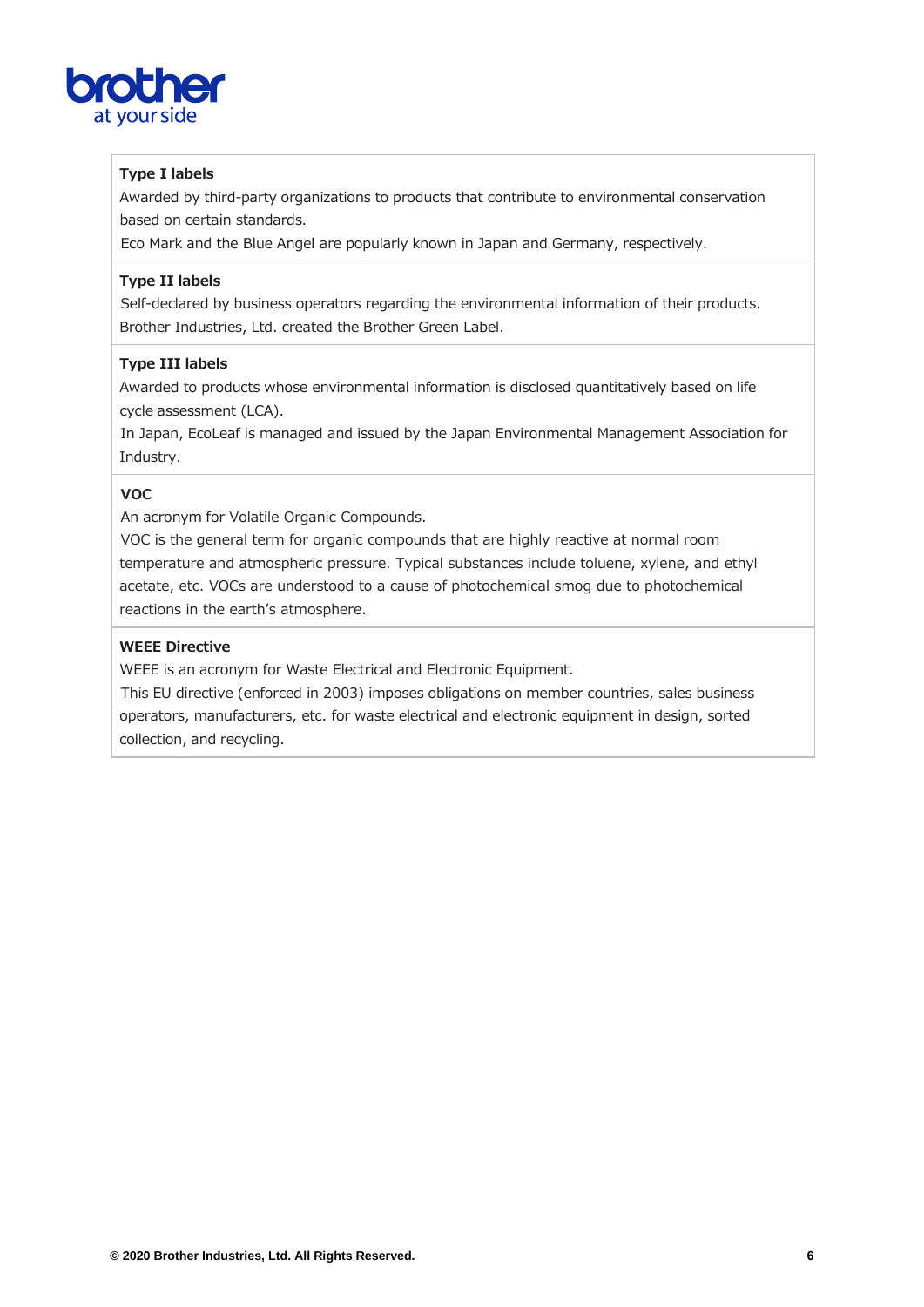**Type I labels**

Awarded by third-party organizations to products that contribute to environmental conservation based on certain standards.

Eco Mark and the Blue Angel are popularly known in Japan and Germany, respectively.

**Type II labels**

Self-declared by business operators regarding the environmental information of their products.

Brother Industries, Ltd. created the Brother Green Label.

**Type III labels**

Awarded to products whose environmental information is disclosed quantitatively based on life cycle assessment (LCA).

In Japan, EcoLeaf is managed and issued by the Japan Environmental Management Association for Industry.

**VOC**

An acronym for Volatile Organic Compounds.

VOC is the general term for organic compounds that are highly reactive at normal room temperature and atmospheric pressure. Typical substances include toluene, xylene, and ethyl acetate, etc. VOCs are understood to a cause of photochemical smog due to photochemical reactions in the earth's atmosphere.

**WEEE Directive**

WEEE is an acronym for Waste Electrical and Electronic Equipment.

This EU directive (enforced in 2003) imposes obligations on member countries, sales business operators, manufacturers, etc. for waste electrical and electronic equipment in design, sorted collection, and recycling.

**© 2020 Brother Industries, Ltd. All Rights Reserved.**